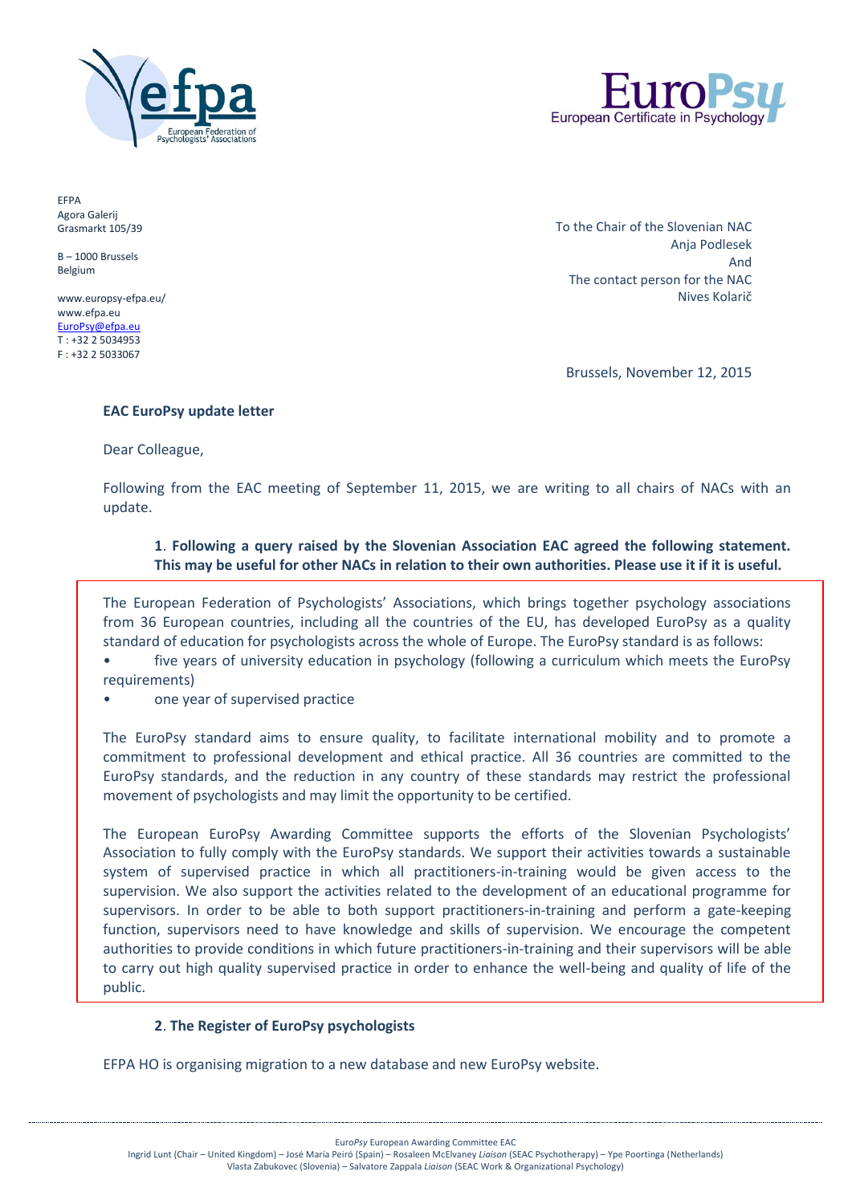EFPA
Agora Galerij
Grasmarkt 105/39

B – 1000 Brussels
Belgium

www.europsy-efpa.eu/
www.efpa.eu
EuroPsy@efpa.eu
T : +32 2 5034953
F : +32 2 5033067

To the Chair of the Slovenian NAC
Anja Podlesek
And
The contact person for the NAC
Nives Kolarič

Brussels, November 12, 2015

**EAC EuroPsy update letter**

Dear Colleague,

Following from the EAC meeting of September 11, 2015, we are writing to all chairs of NACs with an update.

**1. Following a query raised by the Slovenian Association EAC agreed the following statement. This may be useful for other NACs in relation to their own authorities. Please use it if it is useful.**

The European Federation of Psychologists' Associations, which brings together psychology associations from 36 European countries, including all the countries of the EU, has developed EuroPsy as a quality standard of education for psychologists across the whole of Europe. The EuroPsy standard is as follows:

- five years of university education in psychology (following a curriculum which meets the EuroPsy requirements)
- one year of supervised practice

The EuroPsy standard aims to ensure quality, to facilitate international mobility and to promote a commitment to professional development and ethical practice. All 36 countries are committed to the EuroPsy standards, and the reduction in any country of these standards may restrict the professional movement of psychologists and may limit the opportunity to be certified.

The European EuroPsy Awarding Committee supports the efforts of the Slovenian Psychologists' Association to fully comply with the EuroPsy standards. We support their activities towards a sustainable system of supervised practice in which all practitioners-in-training would be given access to the supervision. We also support the activities related to the development of an educational programme for supervisors. In order to be able to both support practitioners-in-training and perform a gate-keeping function, supervisors need to have knowledge and skills of supervision. We encourage the competent authorities to provide conditions in which future practitioners-in-training and their supervisors will be able to carry out high quality supervised practice in order to enhance the well-being and quality of life of the public.

**2. The Register of EuroPsy psychologists**

EFPA HO is organising migration to a new database and new EuroPsy website.

Euro*Psy* European Awarding Committee EAC
Ingrid Lunt (Chair – United Kingdom) – José María Peiró (Spain) – Rosaleen McElvaney *Liaison* (SEAC Psychotherapy) – Ype Poortinga (Netherlands)
Vlasta Zabukovec (Slovenia) – Salvatore Zappala *Liaison* (SEAC Work & Organizational Psychology)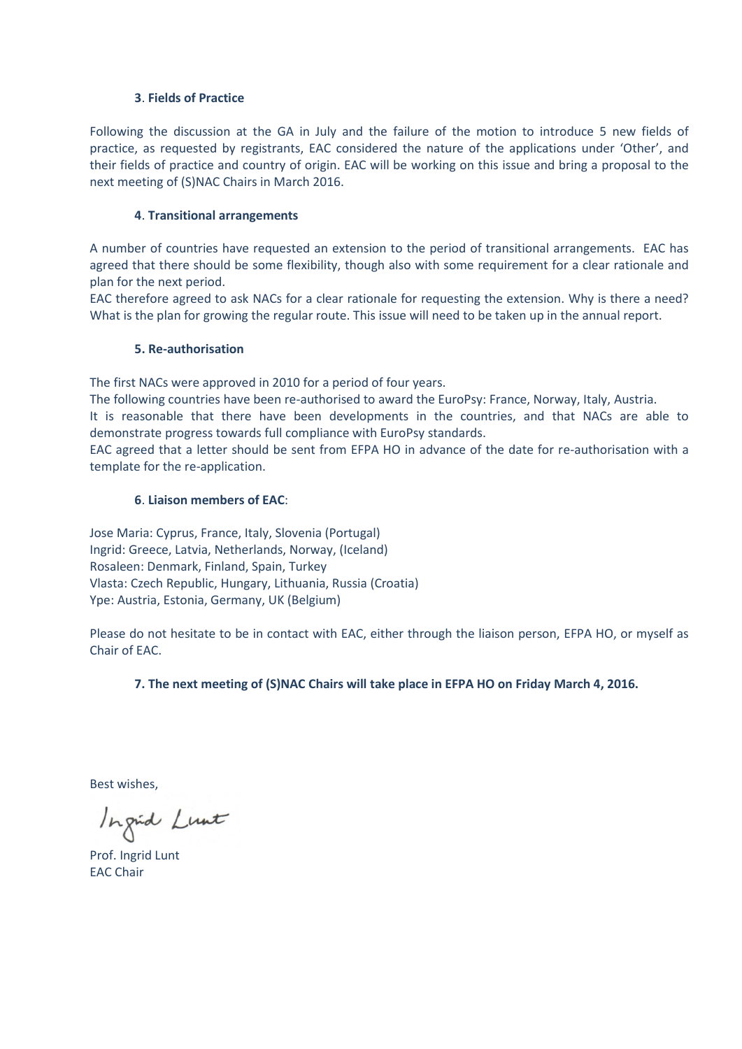### 3. Fields of Practice

Following the discussion at the GA in July and the failure of the motion to introduce 5 new fields of practice, as requested by registrants, EAC considered the nature of the applications under 'Other', and their fields of practice and country of origin. EAC will be working on this issue and bring a proposal to the next meeting of (S)NAC Chairs in March 2016.

### 4. Transitional arrangements

A number of countries have requested an extension to the period of transitional arrangements. EAC has agreed that there should be some flexibility, though also with some requirement for a clear rationale and plan for the next period.

EAC therefore agreed to ask NACs for a clear rationale for requesting the extension. Why is there a need? What is the plan for growing the regular route. This issue will need to be taken up in the annual report.

### 5. Re-authorisation

The first NACs were approved in 2010 for a period of four years.

The following countries have been re-authorised to award the EuroPsy: France, Norway, Italy, Austria.

It is reasonable that there have been developments in the countries, and that NACs are able to demonstrate progress towards full compliance with EuroPsy standards.

EAC agreed that a letter should be sent from EFPA HO in advance of the date for re-authorisation with a template for the re-application.

### 6. Liaison members of EAC:

Jose Maria: Cyprus, France, Italy, Slovenia (Portugal)
Ingrid: Greece, Latvia, Netherlands, Norway, (Iceland)
Rosaleen: Denmark, Finland, Spain, Turkey
Vlasta: Czech Republic, Hungary, Lithuania, Russia (Croatia)
Ype: Austria, Estonia, Germany, UK (Belgium)

Please do not hesitate to be in contact with EAC, either through the liaison person, EFPA HO, or myself as Chair of EAC.

### 7. The next meeting of (S)NAC Chairs will take place in EFPA HO on Friday March 4, 2016.

Best wishes,

Ingrid Lunt

Prof. Ingrid Lunt
EAC Chair